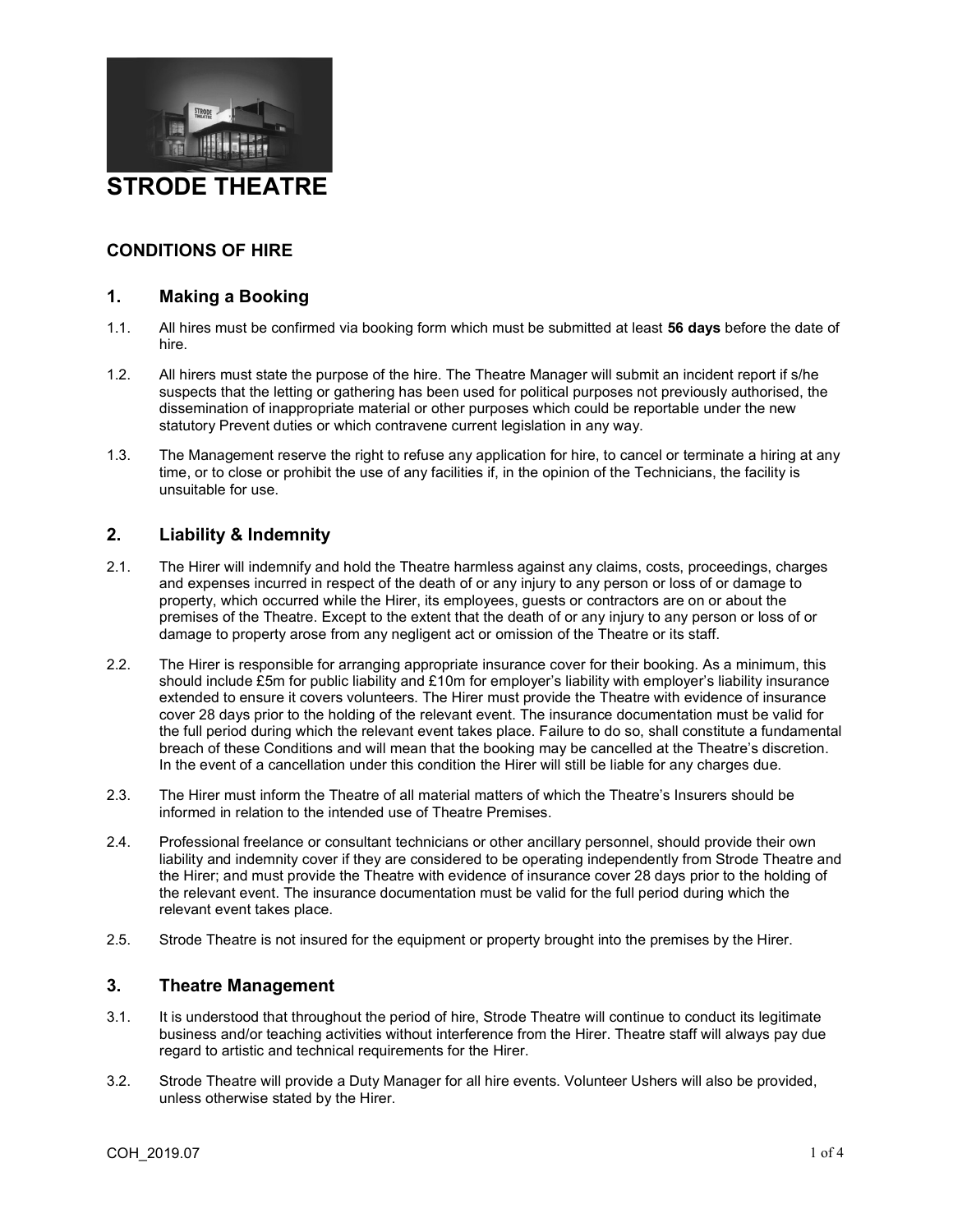# STRODE THEATRE

## CONDITIONS OF HIRE

### 1. Making a Booking

1.1. All hires must be confirmed via booking form which must be submitted at least **56 days** before the date of hire.

1.2. All hirers must state the purpose of the hire. The Theatre Manager will submit an incident report if s/he suspects that the letting or gathering has been used for political purposes not previously authorised, the dissemination of inappropriate material or other purposes which could be reportable under the new statutory Prevent duties or which contravene current legislation in any way.

1.3. The Management reserve the right to refuse any application for hire, to cancel or terminate a hiring at any time, or to close or prohibit the use of any facilities if, in the opinion of the Technicians, the facility is unsuitable for use.

### 2. Liability & Indemnity

2.1. The Hirer will indemnify and hold the Theatre harmless against any claims, costs, proceedings, charges and expenses incurred in respect of the death of or any injury to any person or loss of or damage to property, which occurred while the Hirer, its employees, guests or contractors are on or about the premises of the Theatre. Except to the extent that the death of or any injury to any person or loss of or damage to property arose from any negligent act or omission of the Theatre or its staff.

2.2. The Hirer is responsible for arranging appropriate insurance cover for their booking. As a minimum, this should include £5m for public liability and £10m for employer's liability with employer's liability insurance extended to ensure it covers volunteers. The Hirer must provide the Theatre with evidence of insurance cover 28 days prior to the holding of the relevant event. The insurance documentation must be valid for the full period during which the relevant event takes place. Failure to do so, shall constitute a fundamental breach of these Conditions and will mean that the booking may be cancelled at the Theatre's discretion. In the event of a cancellation under this condition the Hirer will still be liable for any charges due.

2.3. The Hirer must inform the Theatre of all material matters of which the Theatre's Insurers should be informed in relation to the intended use of Theatre Premises.

2.4. Professional freelance or consultant technicians or other ancillary personnel, should provide their own liability and indemnity cover if they are considered to be operating independently from Strode Theatre and the Hirer; and must provide the Theatre with evidence of insurance cover 28 days prior to the holding of the relevant event. The insurance documentation must be valid for the full period during which the relevant event takes place.

2.5. Strode Theatre is not insured for the equipment or property brought into the premises by the Hirer.

### 3. Theatre Management

3.1. It is understood that throughout the period of hire, Strode Theatre will continue to conduct its legitimate business and/or teaching activities without interference from the Hirer. Theatre staff will always pay due regard to artistic and technical requirements for the Hirer.

3.2. Strode Theatre will provide a Duty Manager for all hire events. Volunteer Ushers will also be provided, unless otherwise stated by the Hirer.

COH_2019.07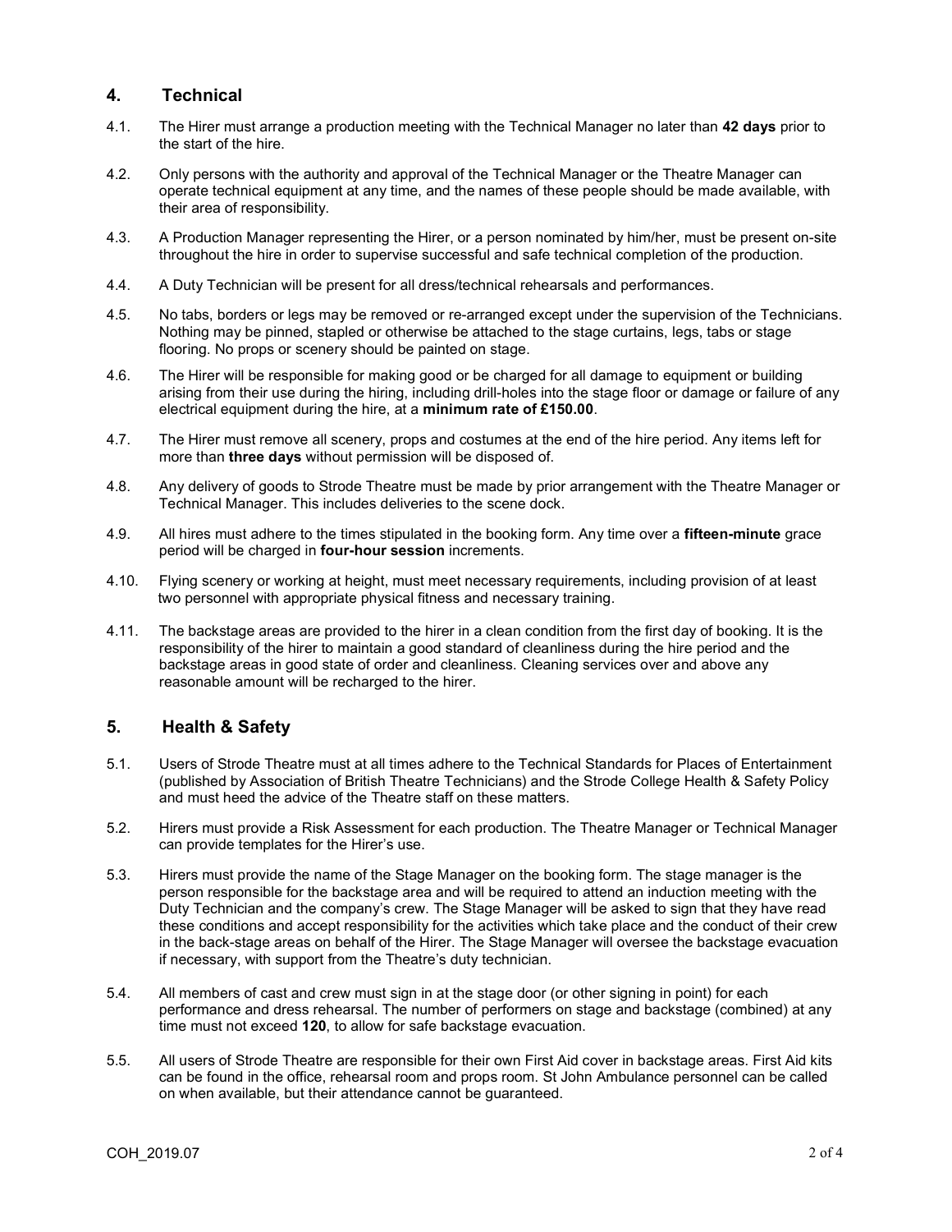## 4. Technical

4.1. The Hirer must arrange a production meeting with the Technical Manager no later than **42 days** prior to the start of the hire.

4.2. Only persons with the authority and approval of the Technical Manager or the Theatre Manager can operate technical equipment at any time, and the names of these people should be made available, with their area of responsibility.

4.3. A Production Manager representing the Hirer, or a person nominated by him/her, must be present on-site throughout the hire in order to supervise successful and safe technical completion of the production.

4.4. A Duty Technician will be present for all dress/technical rehearsals and performances.

4.5. No tabs, borders or legs may be removed or re-arranged except under the supervision of the Technicians. Nothing may be pinned, stapled or otherwise be attached to the stage curtains, legs, tabs or stage flooring. No props or scenery should be painted on stage.

4.6. The Hirer will be responsible for making good or be charged for all damage to equipment or building arising from their use during the hiring, including drill-holes into the stage floor or damage or failure of any electrical equipment during the hire, at a **minimum rate of £150.00**.

4.7. The Hirer must remove all scenery, props and costumes at the end of the hire period. Any items left for more than **three days** without permission will be disposed of.

4.8. Any delivery of goods to Strode Theatre must be made by prior arrangement with the Theatre Manager or Technical Manager. This includes deliveries to the scene dock.

4.9. All hires must adhere to the times stipulated in the booking form. Any time over a **fifteen-minute** grace period will be charged in **four-hour session** increments.

4.10. Flying scenery or working at height, must meet necessary requirements, including provision of at least two personnel with appropriate physical fitness and necessary training.

4.11. The backstage areas are provided to the hirer in a clean condition from the first day of booking. It is the responsibility of the hirer to maintain a good standard of cleanliness during the hire period and the backstage areas in good state of order and cleanliness. Cleaning services over and above any reasonable amount will be recharged to the hirer.

## 5. Health & Safety

5.1. Users of Strode Theatre must at all times adhere to the Technical Standards for Places of Entertainment (published by Association of British Theatre Technicians) and the Strode College Health & Safety Policy and must heed the advice of the Theatre staff on these matters.

5.2. Hirers must provide a Risk Assessment for each production. The Theatre Manager or Technical Manager can provide templates for the Hirer's use.

5.3. Hirers must provide the name of the Stage Manager on the booking form. The stage manager is the person responsible for the backstage area and will be required to attend an induction meeting with the Duty Technician and the company's crew. The Stage Manager will be asked to sign that they have read these conditions and accept responsibility for the activities which take place and the conduct of their crew in the back-stage areas on behalf of the Hirer. The Stage Manager will oversee the backstage evacuation if necessary, with support from the Theatre's duty technician.

5.4. All members of cast and crew must sign in at the stage door (or other signing in point) for each performance and dress rehearsal. The number of performers on stage and backstage (combined) at any time must not exceed **120**, to allow for safe backstage evacuation.

5.5. All users of Strode Theatre are responsible for their own First Aid cover in backstage areas. First Aid kits can be found in the office, rehearsal room and props room. St John Ambulance personnel can be called on when available, but their attendance cannot be guaranteed.

COH_2019.07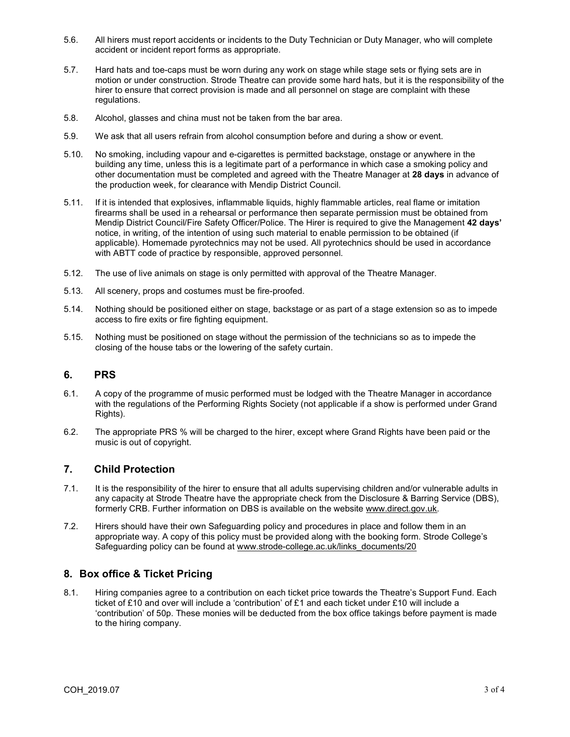5.6. All hirers must report accidents or incidents to the Duty Technician or Duty Manager, who will complete accident or incident report forms as appropriate.

5.7. Hard hats and toe-caps must be worn during any work on stage while stage sets or flying sets are in motion or under construction. Strode Theatre can provide some hard hats, but it is the responsibility of the hirer to ensure that correct provision is made and all personnel on stage are complaint with these regulations.

5.8. Alcohol, glasses and china must not be taken from the bar area.

5.9. We ask that all users refrain from alcohol consumption before and during a show or event.

5.10. No smoking, including vapour and e-cigarettes is permitted backstage, onstage or anywhere in the building any time, unless this is a legitimate part of a performance in which case a smoking policy and other documentation must be completed and agreed with the Theatre Manager at **28 days** in advance of the production week, for clearance with Mendip District Council.

5.11. If it is intended that explosives, inflammable liquids, highly flammable articles, real flame or imitation firearms shall be used in a rehearsal or performance then separate permission must be obtained from Mendip District Council/Fire Safety Officer/Police. The Hirer is required to give the Management **42 days'** notice, in writing, of the intention of using such material to enable permission to be obtained (if applicable). Homemade pyrotechnics may not be used. All pyrotechnics should be used in accordance with ABTT code of practice by responsible, approved personnel.

5.12. The use of live animals on stage is only permitted with approval of the Theatre Manager.

5.13. All scenery, props and costumes must be fire-proofed.

5.14. Nothing should be positioned either on stage, backstage or as part of a stage extension so as to impede access to fire exits or fire fighting equipment.

5.15. Nothing must be positioned on stage without the permission of the technicians so as to impede the closing of the house tabs or the lowering of the safety curtain.

## 6. PRS

6.1. A copy of the programme of music performed must be lodged with the Theatre Manager in accordance with the regulations of the Performing Rights Society (not applicable if a show is performed under Grand Rights).

6.2. The appropriate PRS % will be charged to the hirer, except where Grand Rights have been paid or the music is out of copyright.

## 7. Child Protection

7.1. It is the responsibility of the hirer to ensure that all adults supervising children and/or vulnerable adults in any capacity at Strode Theatre have the appropriate check from the Disclosure & Barring Service (DBS), formerly CRB. Further information on DBS is available on the website www.direct.gov.uk.

7.2. Hirers should have their own Safeguarding policy and procedures in place and follow them in an appropriate way. A copy of this policy must be provided along with the booking form. Strode College's Safeguarding policy can be found at www.strode-college.ac.uk/links_documents/20

## 8. Box office & Ticket Pricing

8.1. Hiring companies agree to a contribution on each ticket price towards the Theatre's Support Fund. Each ticket of £10 and over will include a 'contribution' of £1 and each ticket under £10 will include a 'contribution' of 50p. These monies will be deducted from the box office takings before payment is made to the hiring company.

COH_2019.07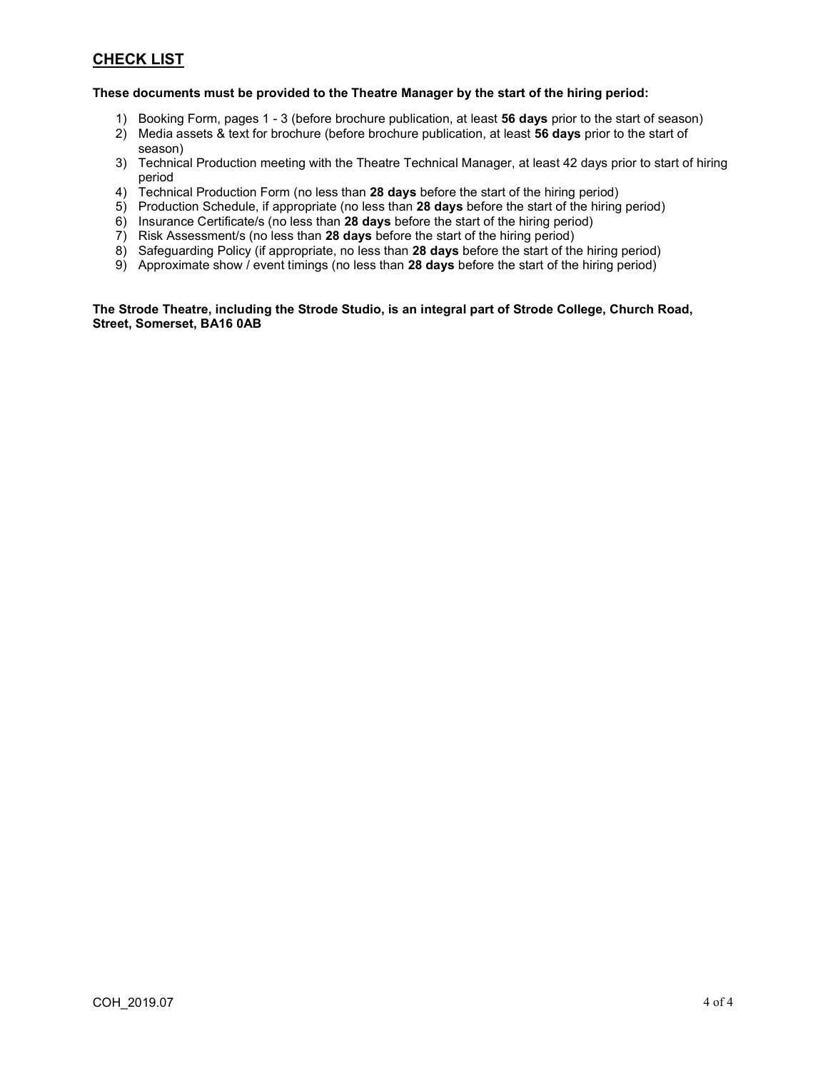## CHECK LIST

**These documents must be provided to the Theatre Manager by the start of the hiring period:**

1) Booking Form, pages 1 - 3 (before brochure publication, at least **56 days** prior to the start of season)
2) Media assets & text for brochure (before brochure publication, at least **56 days** prior to the start of season)
3) Technical Production meeting with the Theatre Technical Manager, at least 42 days prior to start of hiring period
4) Technical Production Form (no less than **28 days** before the start of the hiring period)
5) Production Schedule, if appropriate (no less than **28 days** before the start of the hiring period)
6) Insurance Certificate/s (no less than **28 days** before the start of the hiring period)
7) Risk Assessment/s (no less than **28 days** before the start of the hiring period)
8) Safeguarding Policy (if appropriate, no less than **28 days** before the start of the hiring period)
9) Approximate show / event timings (no less than **28 days** before the start of the hiring period)

**The Strode Theatre, including the Strode Studio, is an integral part of Strode College, Church Road, Street, Somerset, BA16 0AB**

COH_2019.07